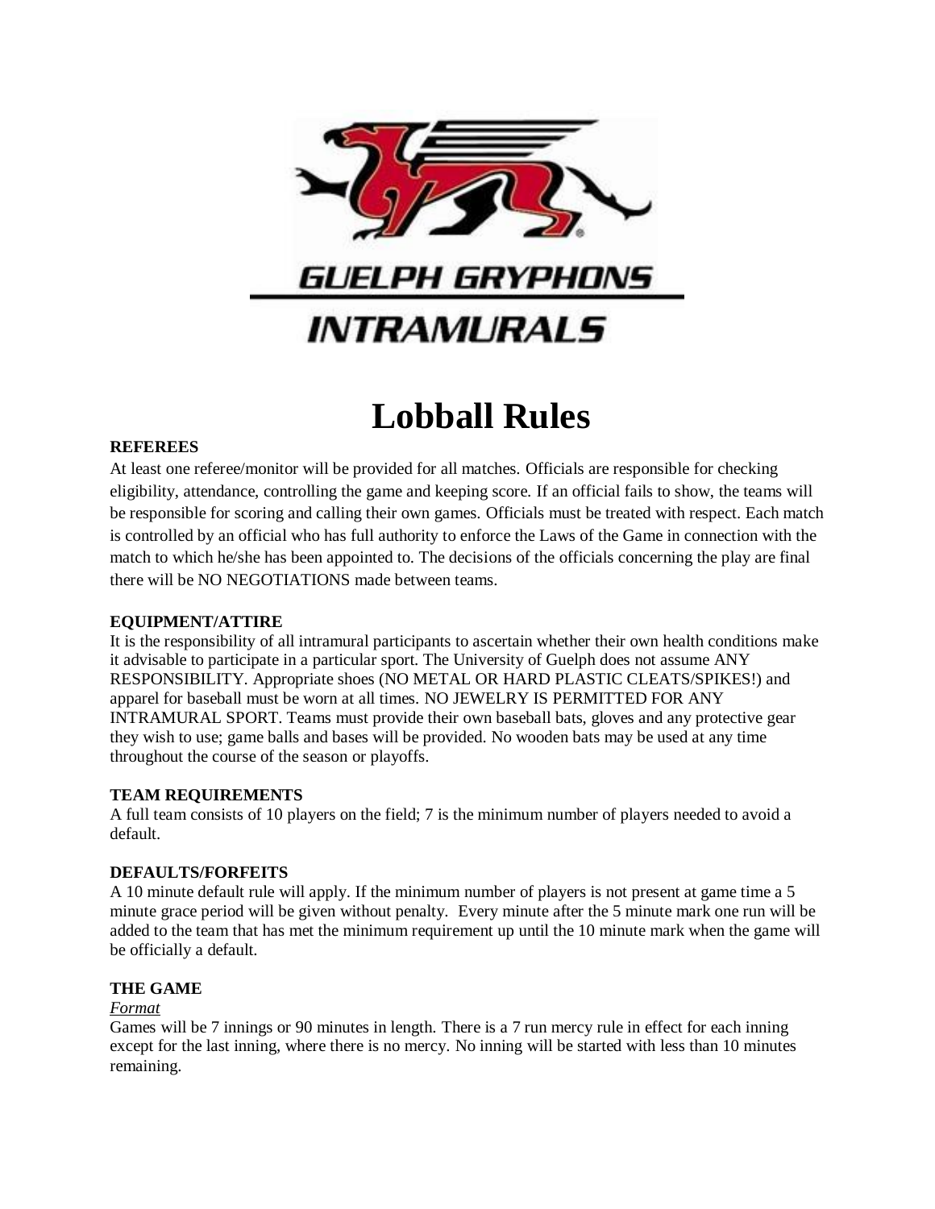GUELPH GRYPHONS

INTRAMURALS

# Lobball Rules

**REFEREES**

At least one referee/monitor will be provided for all matches. Officials are responsible for checking eligibility, attendance, controlling the game and keeping score. If an official fails to show, the teams will be responsible for scoring and calling their own games. Officials must be treated with respect. Each match is controlled by an official who has full authority to enforce the Laws of the Game in connection with the match to which he/she has been appointed to. The decisions of the officials concerning the play are final there will be NO NEGOTIATIONS made between teams.

**EQUIPMENT/ATTIRE**

It is the responsibility of all intramural participants to ascertain whether their own health conditions make it advisable to participate in a particular sport. The University of Guelph does not assume ANY RESPONSIBILITY. Appropriate shoes (NO METAL OR HARD PLASTIC CLEATS/SPIKES!) and apparel for baseball must be worn at all times. NO JEWELRY IS PERMITTED FOR ANY INTRAMURAL SPORT. Teams must provide their own baseball bats, gloves and any protective gear they wish to use; game balls and bases will be provided. No wooden bats may be used at any time throughout the course of the season or playoffs.

**TEAM REQUIREMENTS**

A full team consists of 10 players on the field; 7 is the minimum number of players needed to avoid a default.

**DEFAULTS/FORFEITS**

A 10 minute default rule will apply. If the minimum number of players is not present at game time a 5 minute grace period will be given without penalty. Every minute after the 5 minute mark one run will be added to the team that has met the minimum requirement up until the 10 minute mark when the game will be officially a default.

**THE GAME**

*Format*

Games will be 7 innings or 90 minutes in length. There is a 7 run mercy rule in effect for each inning except for the last inning, where there is no mercy. No inning will be started with less than 10 minutes remaining.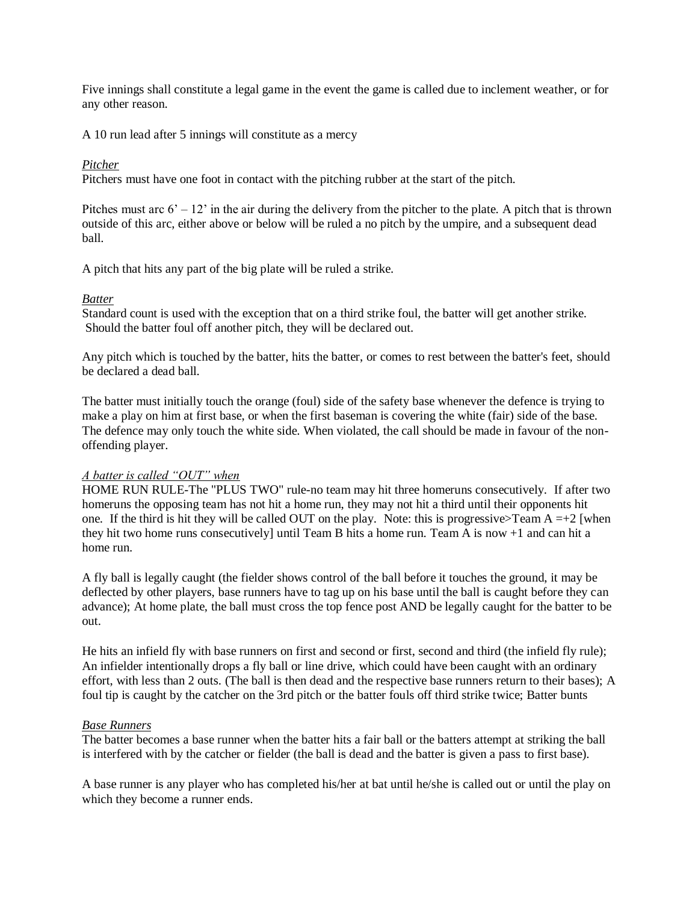Five innings shall constitute a legal game in the event the game is called due to inclement weather, or for any other reason.

A 10 run lead after 5 innings will constitute as a mercy

*Pitcher*

Pitchers must have one foot in contact with the pitching rubber at the start of the pitch.

Pitches must arc 6' – 12' in the air during the delivery from the pitcher to the plate. A pitch that is thrown outside of this arc, either above or below will be ruled a no pitch by the umpire, and a subsequent dead ball.

A pitch that hits any part of the big plate will be ruled a strike.

*Batter*

Standard count is used with the exception that on a third strike foul, the batter will get another strike. Should the batter foul off another pitch, they will be declared out.

Any pitch which is touched by the batter, hits the batter, or comes to rest between the batter's feet, should be declared a dead ball.

The batter must initially touch the orange (foul) side of the safety base whenever the defence is trying to make a play on him at first base, or when the first baseman is covering the white (fair) side of the base. The defence may only touch the white side. When violated, the call should be made in favour of the non-offending player.

*A batter is called "OUT" when*

HOME RUN RULE-The "PLUS TWO" rule-no team may hit three homeruns consecutively. If after two homeruns the opposing team has not hit a home run, they may not hit a third until their opponents hit one. If the third is hit they will be called OUT on the play. Note: this is progressive>Team A =+2 [when they hit two home runs consecutively] until Team B hits a home run. Team A is now +1 and can hit a home run.

A fly ball is legally caught (the fielder shows control of the ball before it touches the ground, it may be deflected by other players, base runners have to tag up on his base until the ball is caught before they can advance); At home plate, the ball must cross the top fence post AND be legally caught for the batter to be out.

He hits an infield fly with base runners on first and second or first, second and third (the infield fly rule); An infielder intentionally drops a fly ball or line drive, which could have been caught with an ordinary effort, with less than 2 outs. (The ball is then dead and the respective base runners return to their bases); A foul tip is caught by the catcher on the 3rd pitch or the batter fouls off third strike twice; Batter bunts

*Base Runners*

The batter becomes a base runner when the batter hits a fair ball or the batters attempt at striking the ball is interfered with by the catcher or fielder (the ball is dead and the batter is given a pass to first base).

A base runner is any player who has completed his/her at bat until he/she is called out or until the play on which they become a runner ends.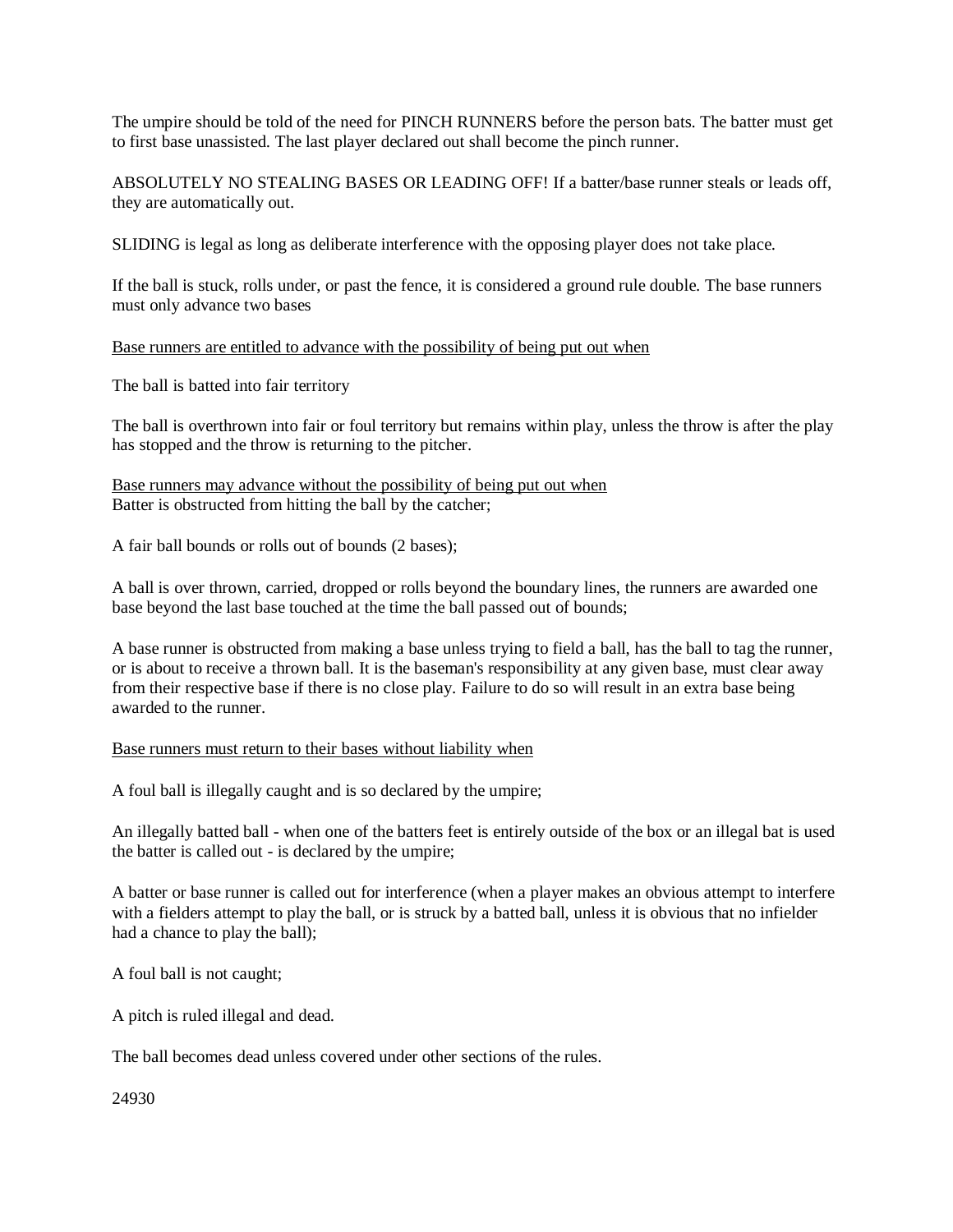The umpire should be told of the need for PINCH RUNNERS before the person bats. The batter must get to first base unassisted. The last player declared out shall become the pinch runner.

ABSOLUTELY NO STEALING BASES OR LEADING OFF! If a batter/base runner steals or leads off, they are automatically out.

SLIDING is legal as long as deliberate interference with the opposing player does not take place.

If the ball is stuck, rolls under, or past the fence, it is considered a ground rule double. The base runners must only advance two bases

<u>Base runners are entitled to advance with the possibility of being put out when</u>

The ball is batted into fair territory

The ball is overthrown into fair or foul territory but remains within play, unless the throw is after the play has stopped and the throw is returning to the pitcher.

<u>Base runners may advance without the possibility of being put out when</u>
Batter is obstructed from hitting the ball by the catcher;

A fair ball bounds or rolls out of bounds (2 bases);

A ball is over thrown, carried, dropped or rolls beyond the boundary lines, the runners are awarded one base beyond the last base touched at the time the ball passed out of bounds;

A base runner is obstructed from making a base unless trying to field a ball, has the ball to tag the runner, or is about to receive a thrown ball. It is the baseman's responsibility at any given base, must clear away from their respective base if there is no close play. Failure to do so will result in an extra base being awarded to the runner.

<u>Base runners must return to their bases without liability when</u>

A foul ball is illegally caught and is so declared by the umpire;

An illegally batted ball - when one of the batters feet is entirely outside of the box or an illegal bat is used the batter is called out - is declared by the umpire;

A batter or base runner is called out for interference (when a player makes an obvious attempt to interfere with a fielders attempt to play the ball, or is struck by a batted ball, unless it is obvious that no infielder had a chance to play the ball);

A foul ball is not caught;

A pitch is ruled illegal and dead.

The ball becomes dead unless covered under other sections of the rules.

24930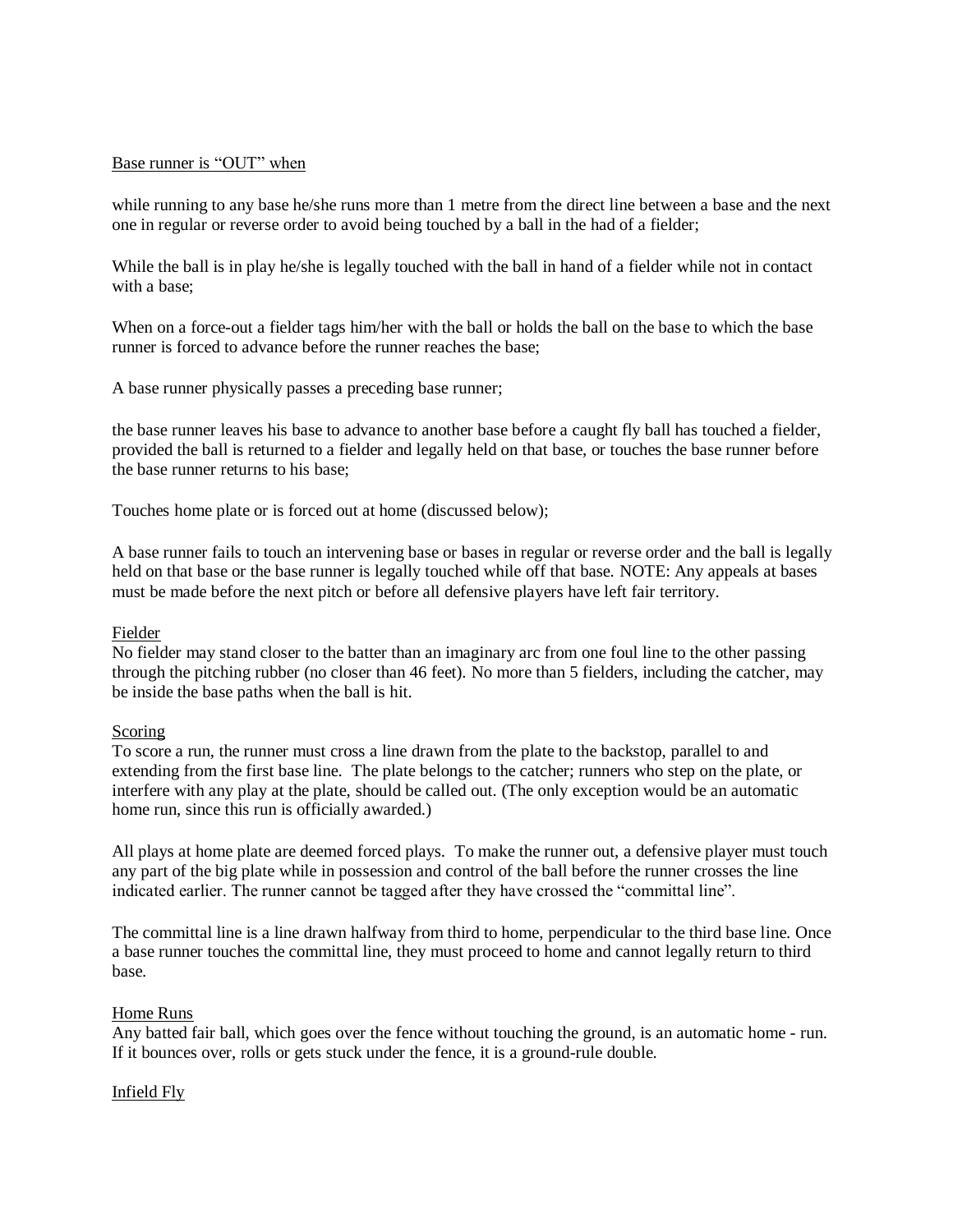Base runner is "OUT" when

while running to any base he/she runs more than 1 metre from the direct line between a base and the next one in regular or reverse order to avoid being touched by a ball in the had of a fielder;

While the ball is in play he/she is legally touched with the ball in hand of a fielder while not in contact with a base;

When on a force-out a fielder tags him/her with the ball or holds the ball on the base to which the base runner is forced to advance before the runner reaches the base;

A base runner physically passes a preceding base runner;

the base runner leaves his base to advance to another base before a caught fly ball has touched a fielder, provided the ball is returned to a fielder and legally held on that base, or touches the base runner before the base runner returns to his base;

Touches home plate or is forced out at home (discussed below);

A base runner fails to touch an intervening base or bases in regular or reverse order and the ball is legally held on that base or the base runner is legally touched while off that base. NOTE: Any appeals at bases must be made before the next pitch or before all defensive players have left fair territory.

Fielder

No fielder may stand closer to the batter than an imaginary arc from one foul line to the other passing through the pitching rubber (no closer than 46 feet). No more than 5 fielders, including the catcher, may be inside the base paths when the ball is hit.

Scoring

To score a run, the runner must cross a line drawn from the plate to the backstop, parallel to and extending from the first base line. The plate belongs to the catcher; runners who step on the plate, or interfere with any play at the plate, should be called out. (The only exception would be an automatic home run, since this run is officially awarded.)

All plays at home plate are deemed forced plays. To make the runner out, a defensive player must touch any part of the big plate while in possession and control of the ball before the runner crosses the line indicated earlier. The runner cannot be tagged after they have crossed the "committal line".

The committal line is a line drawn halfway from third to home, perpendicular to the third base line. Once a base runner touches the committal line, they must proceed to home and cannot legally return to third base.

Home Runs

Any batted fair ball, which goes over the fence without touching the ground, is an automatic home - run. If it bounces over, rolls or gets stuck under the fence, it is a ground-rule double.

Infield Fly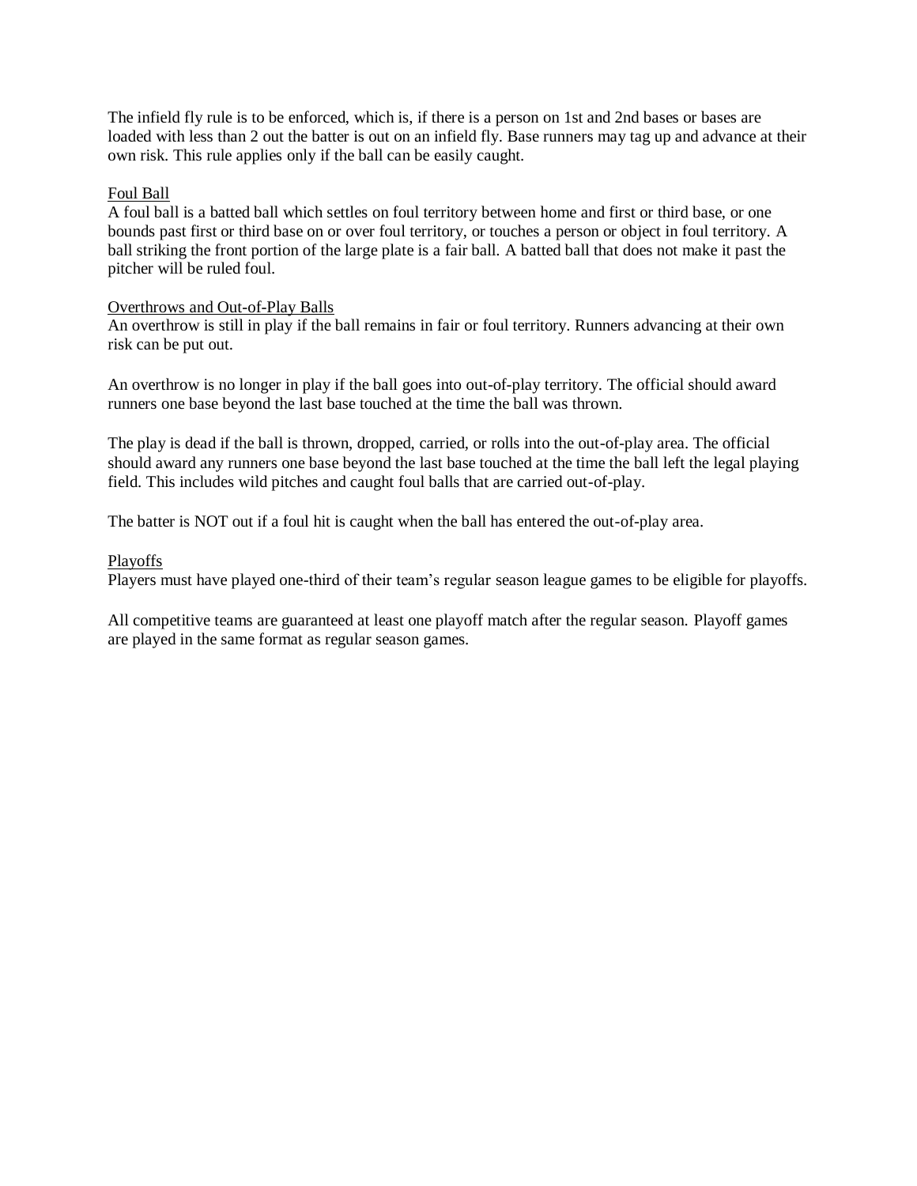The infield fly rule is to be enforced, which is, if there is a person on 1st and 2nd bases or bases are loaded with less than 2 out the batter is out on an infield fly. Base runners may tag up and advance at their own risk. This rule applies only if the ball can be easily caught.

### Foul Ball

A foul ball is a batted ball which settles on foul territory between home and first or third base, or one bounds past first or third base on or over foul territory, or touches a person or object in foul territory. A ball striking the front portion of the large plate is a fair ball. A batted ball that does not make it past the pitcher will be ruled foul.

### Overthrows and Out-of-Play Balls

An overthrow is still in play if the ball remains in fair or foul territory. Runners advancing at their own risk can be put out.

An overthrow is no longer in play if the ball goes into out-of-play territory. The official should award runners one base beyond the last base touched at the time the ball was thrown.

The play is dead if the ball is thrown, dropped, carried, or rolls into the out-of-play area. The official should award any runners one base beyond the last base touched at the time the ball left the legal playing field. This includes wild pitches and caught foul balls that are carried out-of-play.

The batter is NOT out if a foul hit is caught when the ball has entered the out-of-play area.

### Playoffs

Players must have played one-third of their team's regular season league games to be eligible for playoffs.

All competitive teams are guaranteed at least one playoff match after the regular season. Playoff games are played in the same format as regular season games.